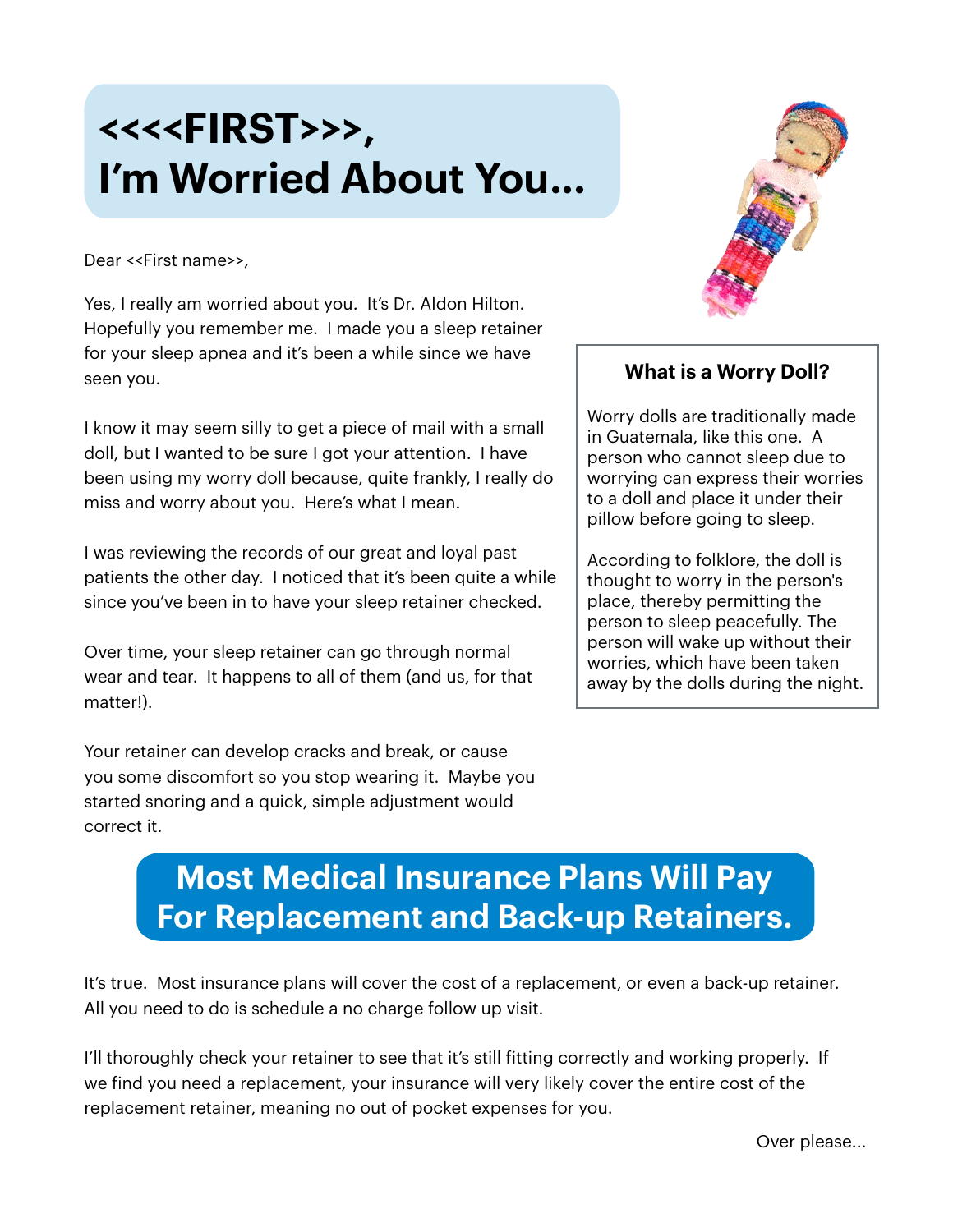# <<<<FIRST>>>, I'm Worried About You...

Dear <<First name>>,

Yes, I really am worried about you. It's Dr. Aldon Hilton. Hopefully you remember me. I made you a sleep retainer for your sleep apnea and it's been a while since we have seen you.

I know it may seem silly to get a piece of mail with a small doll, but I wanted to be sure I got your attention. I have been using my worry doll because, quite frankly, I really do miss and worry about you. Here's what I mean.

I was reviewing the records of our great and loyal past patients the other day. I noticed that it's been quite a while since you've been in to have your sleep retainer checked.

Over time, your sleep retainer can go through normal wear and tear. It happens to all of them (and us, for that matter!).

Your retainer can develop cracks and break, or cause you some discomfort so you stop wearing it. Maybe you started snoring and a quick, simple adjustment would correct it.

### What is a Worry Doll?

Worry dolls are traditionally made in Guatemala, like this one. A person who cannot sleep due to worrying can express their worries to a doll and place it under their pillow before going to sleep.

According to folklore, the doll is thought to worry in the person's place, thereby permitting the person to sleep peacefully. The person will wake up without their worries, which have been taken away by the dolls during the night.

## Most Medical Insurance Plans Will Pay For Replacement and Back-up Retainers.

It's true. Most insurance plans will cover the cost of a replacement, or even a back-up retainer. All you need to do is schedule a no charge follow up visit.

I'll thoroughly check your retainer to see that it's still fitting correctly and working properly. If we find you need a replacement, your insurance will very likely cover the entire cost of the replacement retainer, meaning no out of pocket expenses for you.

Over please...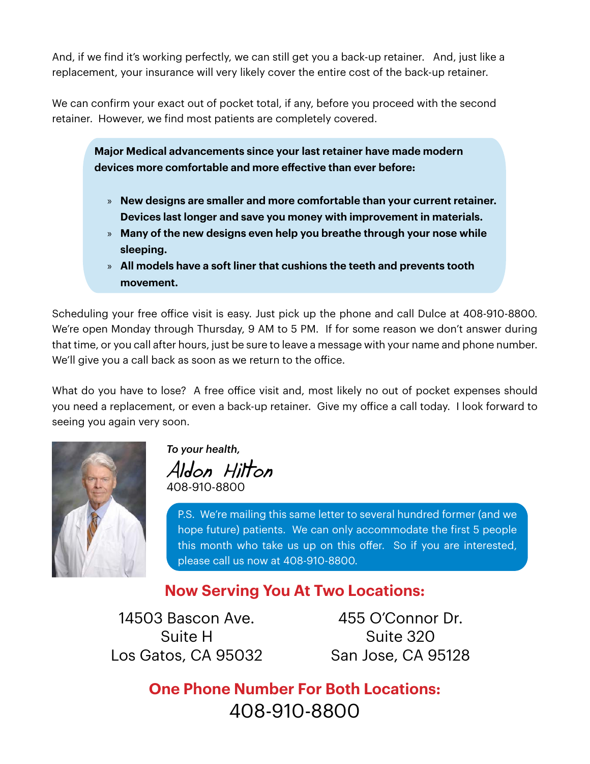And, if we find it's working perfectly, we can still get you a back-up retainer. And, just like a replacement, your insurance will very likely cover the entire cost of the back-up retainer.

We can confirm your exact out of pocket total, if any, before you proceed with the second retainer. However, we find most patients are completely covered.

**Major Medical advancements since your last retainer have made modern devices more comfortable and more effective than ever before:**

- **New designs are smaller and more comfortable than your current retainer. Devices last longer and save you money with improvement in materials.**
- **Many of the new designs even help you breathe through your nose while sleeping.**
- **All models have a soft liner that cushions the teeth and prevents tooth movement.**

Scheduling your free office visit is easy. Just pick up the phone and call Dulce at 408-910-8800. We're open Monday through Thursday, 9 AM to 5 PM. If for some reason we don't answer during that time, or you call after hours, just be sure to leave a message with your name and phone number. We'll give you a call back as soon as we return to the office.

What do you have to lose? A free office visit and, most likely no out of pocket expenses should you need a replacement, or even a back-up retainer. Give my office a call today. I look forward to seeing you again very soon.

*To your health,*

Aldon Hilton

408-910-8800

P.S. We're mailing this same letter to several hundred former (and we hope future) patients. We can only accommodate the first 5 people this month who take us up on this offer. So if you are interested, please call us now at 408-910-8800.

## Now Serving You At Two Locations:

14503 Bascon Ave.
Suite H
Los Gatos, CA 95032

455 O'Connor Dr.
Suite 320
San Jose, CA 95128

## One Phone Number For Both Locations:

408-910-8800